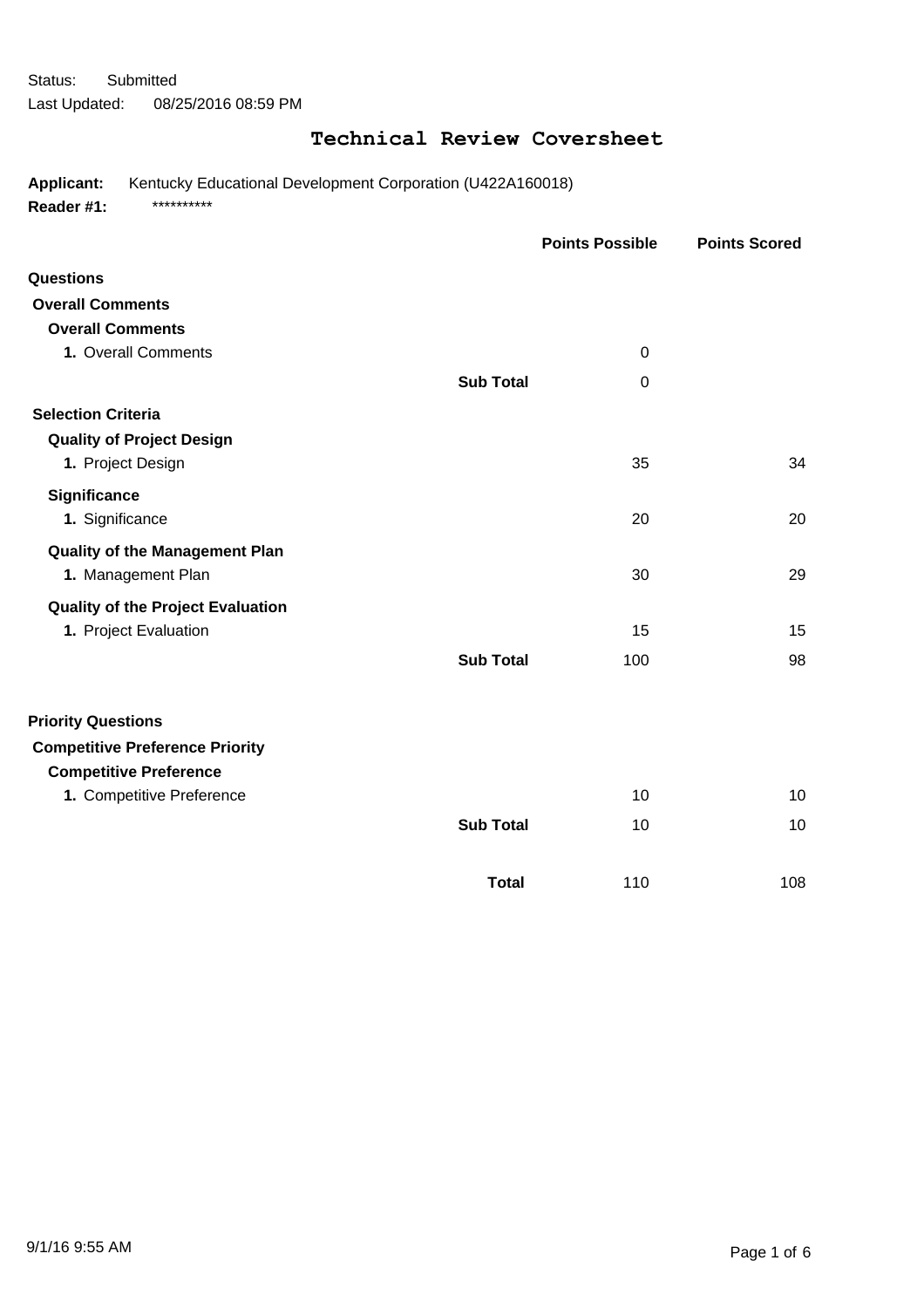Status: Submitted
Last Updated: 08/25/2016 08:59 PM

# Technical Review Coversheet

**Applicant:** Kentucky Educational Development Corporation (U422A160018)
**Reader #1:** **********

| | | Points Possible | Points Scored |
|---|---|---|---|
| **Questions** | | | |
| **Overall Comments** | | | |
| **Overall Comments** | | | |
| **1.** Overall Comments | | 0 | |
| | **Sub Total** | 0 | |
| **Selection Criteria** | | | |
| **Quality of Project Design** | | | |
| **1.** Project Design | | 35 | 34 |
| **Significance** | | | |
| **1.** Significance | | 20 | 20 |
| **Quality of the Management Plan** | | | |
| **1.** Management Plan | | 30 | 29 |
| **Quality of the Project Evaluation** | | | |
| **1.** Project Evaluation | | 15 | 15 |
| | **Sub Total** | 100 | 98 |
| **Priority Questions** | | | |
| **Competitive Preference Priority** | | | |
| **Competitive Preference** | | | |
| **1.** Competitive Preference | | 10 | 10 |
| | **Sub Total** | 10 | 10 |
| | **Total** | 110 | 108 |

9/1/16 9:55 AM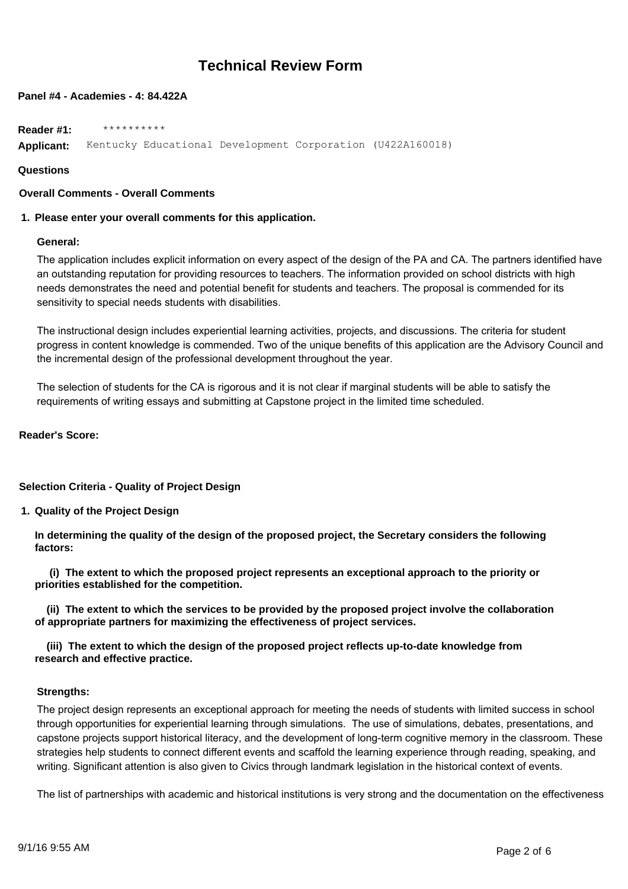# Technical Review Form

**Panel #4 - Academies - 4: 84.422A**

**Reader #1:** **********

**Applicant:** Kentucky Educational Development Corporation (U422A160018)

**Questions**

**Overall Comments - Overall Comments**

**1. Please enter your overall comments for this application.**

**General:**

The application includes explicit information on every aspect of the design of the PA and CA. The partners identified have an outstanding reputation for providing resources to teachers. The information provided on school districts with high needs demonstrates the need and potential benefit for students and teachers. The proposal is commended for its sensitivity to special needs students with disabilities.

The instructional design includes experiential learning activities, projects, and discussions. The criteria for student progress in content knowledge is commended. Two of the unique benefits of this application are the Advisory Council and the incremental design of the professional development throughout the year.

The selection of students for the CA is rigorous and it is not clear if marginal students will be able to satisfy the requirements of writing essays and submitting at Capstone project in the limited time scheduled.

**Reader's Score:**

**Selection Criteria - Quality of Project Design**

**1. Quality of the Project Design**

**In determining the quality of the design of the proposed project, the Secretary considers the following factors:**

**(i) The extent to which the proposed project represents an exceptional approach to the priority or priorities established for the competition.**

**(ii) The extent to which the services to be provided by the proposed project involve the collaboration of appropriate partners for maximizing the effectiveness of project services.**

**(iii) The extent to which the design of the proposed project reflects up-to-date knowledge from research and effective practice.**

**Strengths:**

The project design represents an exceptional approach for meeting the needs of students with limited success in school through opportunities for experiential learning through simulations. The use of simulations, debates, presentations, and capstone projects support historical literacy, and the development of long-term cognitive memory in the classroom. These strategies help students to connect different events and scaffold the learning experience through reading, speaking, and writing. Significant attention is also given to Civics through landmark legislation in the historical context of events.

The list of partnerships with academic and historical institutions is very strong and the documentation on the effectiveness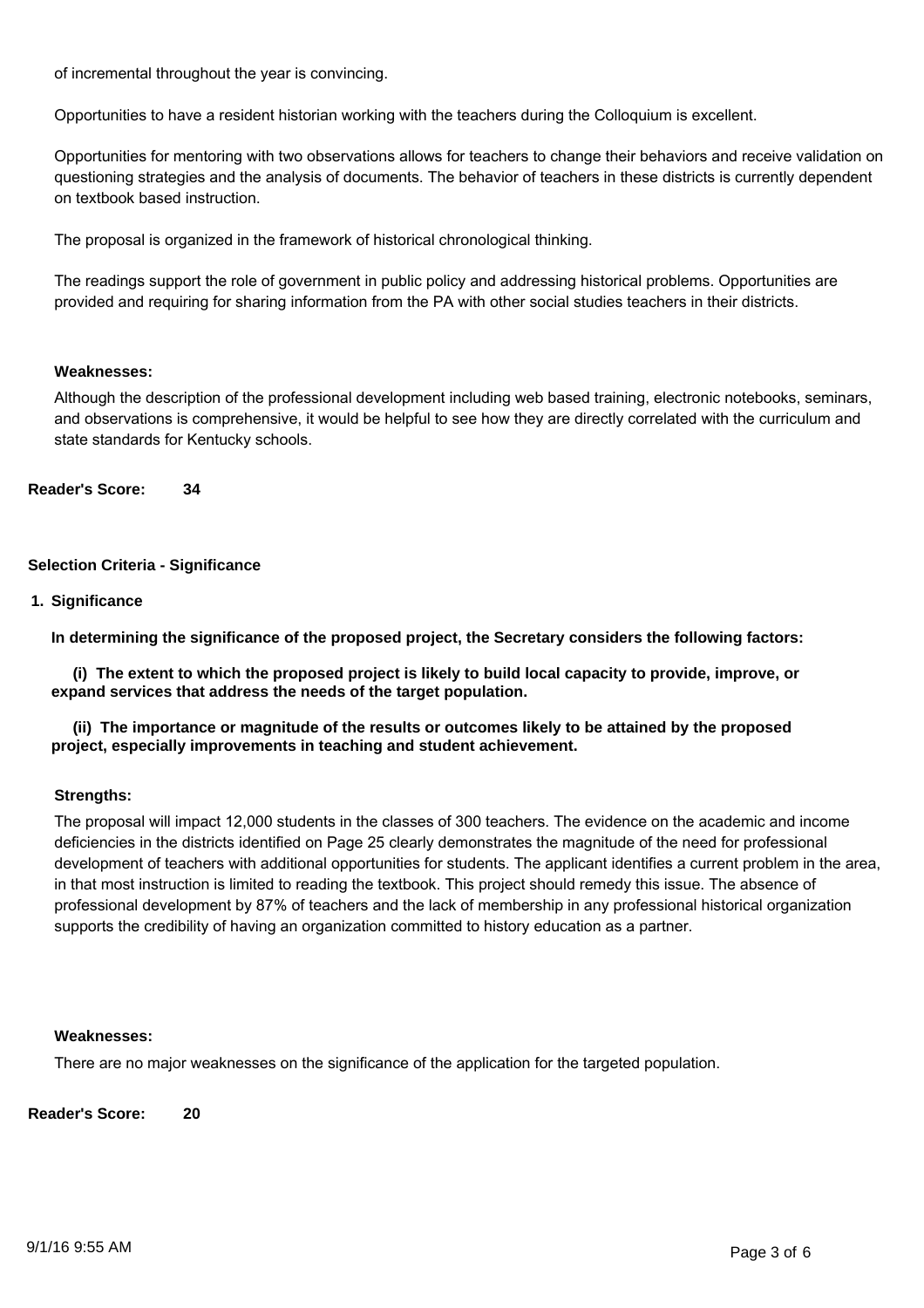of incremental throughout the year is convincing.

Opportunities to have a resident historian working with the teachers during the Colloquium is excellent.

Opportunities for mentoring with two observations allows for teachers to change their behaviors and receive validation on questioning strategies and the analysis of documents. The behavior of teachers in these districts is currently dependent on textbook based instruction.

The proposal is organized in the framework of historical chronological thinking.

The readings support the role of government in public policy and addressing historical problems. Opportunities are provided and requiring for sharing information from the PA with other social studies teachers in their districts.

**Weaknesses:**

Although the description of the professional development including web based training, electronic notebooks, seminars, and observations is comprehensive, it would be helpful to see how they are directly correlated with the curriculum and state standards for Kentucky schools.

**Reader's Score: 34**

**Selection Criteria - Significance**

**1. Significance**

**In determining the significance of the proposed project, the Secretary considers the following factors:**

**(i) The extent to which the proposed project is likely to build local capacity to provide, improve, or expand services that address the needs of the target population.**

**(ii) The importance or magnitude of the results or outcomes likely to be attained by the proposed project, especially improvements in teaching and student achievement.**

**Strengths:**

The proposal will impact 12,000 students in the classes of 300 teachers. The evidence on the academic and income deficiencies in the districts identified on Page 25 clearly demonstrates the magnitude of the need for professional development of teachers with additional opportunities for students. The applicant identifies a current problem in the area, in that most instruction is limited to reading the textbook. This project should remedy this issue. The absence of professional development by 87% of teachers and the lack of membership in any professional historical organization supports the credibility of having an organization committed to history education as a partner.

**Weaknesses:**

There are no major weaknesses on the significance of the application for the targeted population.

**Reader's Score: 20**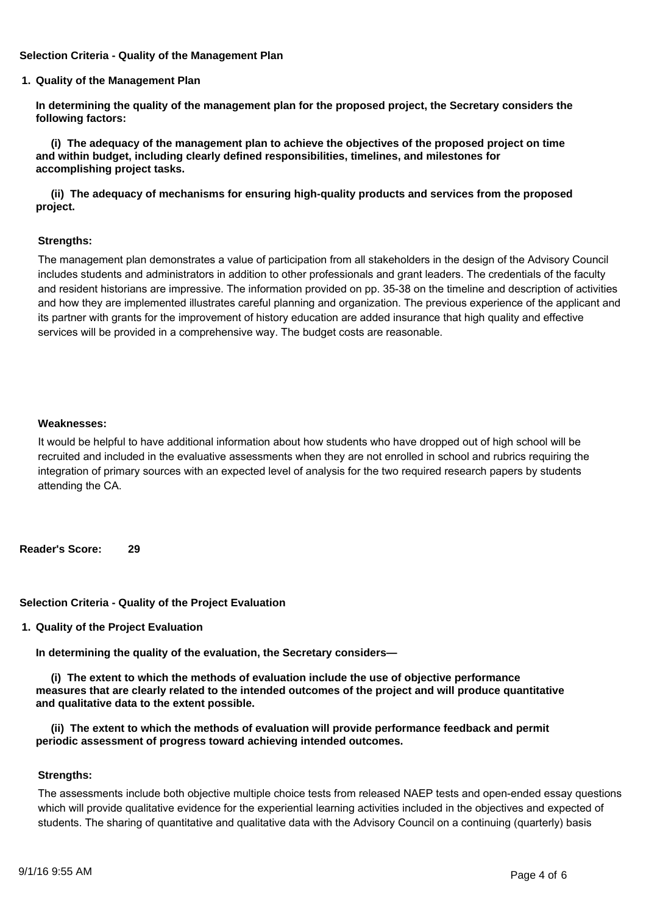**Selection Criteria - Quality of the Management Plan**

**1. Quality of the Management Plan**

**In determining the quality of the management plan for the proposed project, the Secretary considers the following factors:**

**(i) The adequacy of the management plan to achieve the objectives of the proposed project on time and within budget, including clearly defined responsibilities, timelines, and milestones for accomplishing project tasks.**

**(ii) The adequacy of mechanisms for ensuring high-quality products and services from the proposed project.**

**Strengths:**

The management plan demonstrates a value of participation from all stakeholders in the design of the Advisory Council includes students and administrators in addition to other professionals and grant leaders. The credentials of the faculty and resident historians are impressive. The information provided on pp. 35-38 on the timeline and description of activities and how they are implemented illustrates careful planning and organization. The previous experience of the applicant and its partner with grants for the improvement of history education are added insurance that high quality and effective services will be provided in a comprehensive way. The budget costs are reasonable.

**Weaknesses:**

It would be helpful to have additional information about how students who have dropped out of high school will be recruited and included in the evaluative assessments when they are not enrolled in school and rubrics requiring the integration of primary sources with an expected level of analysis for the two required research papers by students attending the CA.

**Reader's Score: 29**

**Selection Criteria - Quality of the Project Evaluation**

**1. Quality of the Project Evaluation**

**In determining the quality of the evaluation, the Secretary considers—**

**(i) The extent to which the methods of evaluation include the use of objective performance measures that are clearly related to the intended outcomes of the project and will produce quantitative and qualitative data to the extent possible.**

**(ii) The extent to which the methods of evaluation will provide performance feedback and permit periodic assessment of progress toward achieving intended outcomes.**

**Strengths:**

The assessments include both objective multiple choice tests from released NAEP tests and open-ended essay questions which will provide qualitative evidence for the experiential learning activities included in the objectives and expected of students. The sharing of quantitative and qualitative data with the Advisory Council on a continuing (quarterly) basis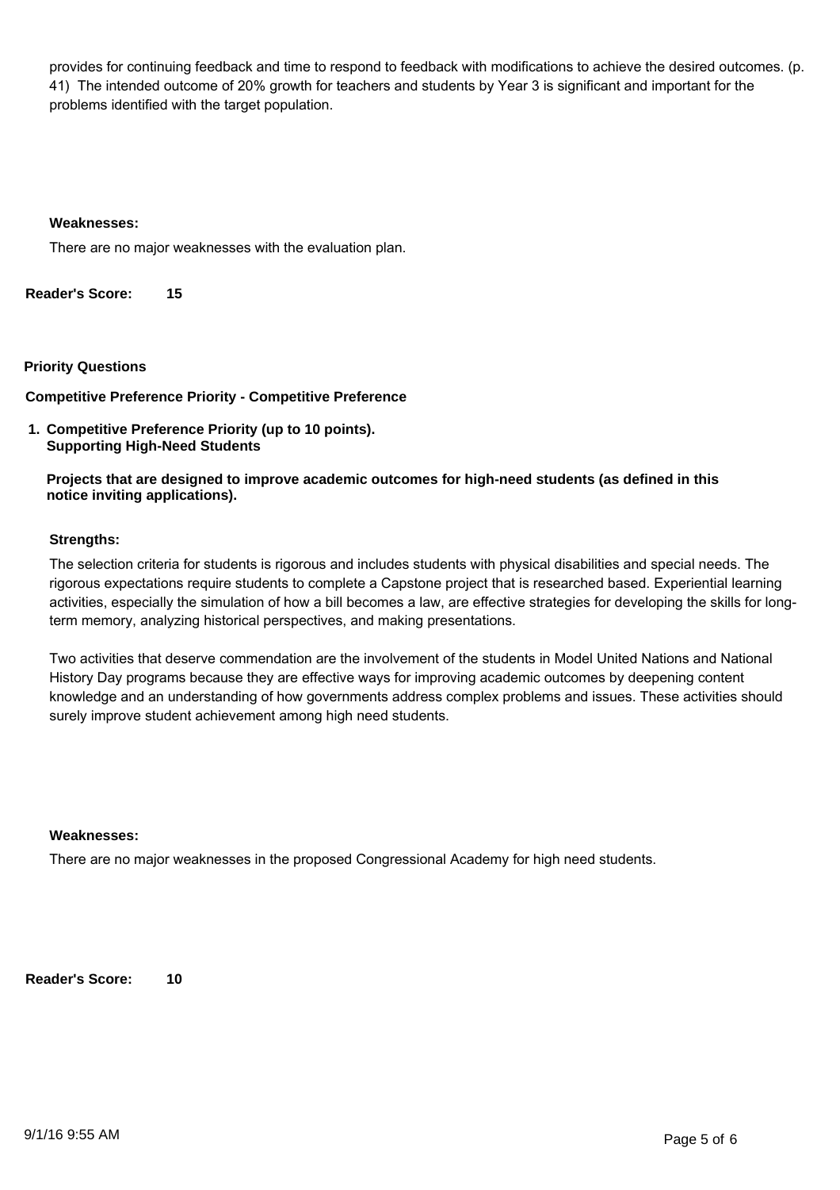provides for continuing feedback and time to respond to feedback with modifications to achieve the desired outcomes. (p. 41) The intended outcome of 20% growth for teachers and students by Year 3 is significant and important for the problems identified with the target population.

**Weaknesses:**

There are no major weaknesses with the evaluation plan.

**Reader's Score:** 15

## Priority Questions

### Competitive Preference Priority - Competitive Preference

**1. Competitive Preference Priority (up to 10 points). Supporting High-Need Students**

**Projects that are designed to improve academic outcomes for high-need students (as defined in this notice inviting applications).**

**Strengths:**

The selection criteria for students is rigorous and includes students with physical disabilities and special needs. The rigorous expectations require students to complete a Capstone project that is researched based. Experiential learning activities, especially the simulation of how a bill becomes a law, are effective strategies for developing the skills for long-term memory, analyzing historical perspectives, and making presentations.

Two activities that deserve commendation are the involvement of the students in Model United Nations and National History Day programs because they are effective ways for improving academic outcomes by deepening content knowledge and an understanding of how governments address complex problems and issues. These activities should surely improve student achievement among high need students.

**Weaknesses:**

There are no major weaknesses in the proposed Congressional Academy for high need students.

**Reader's Score:** 10

9/1/16 9:55 AM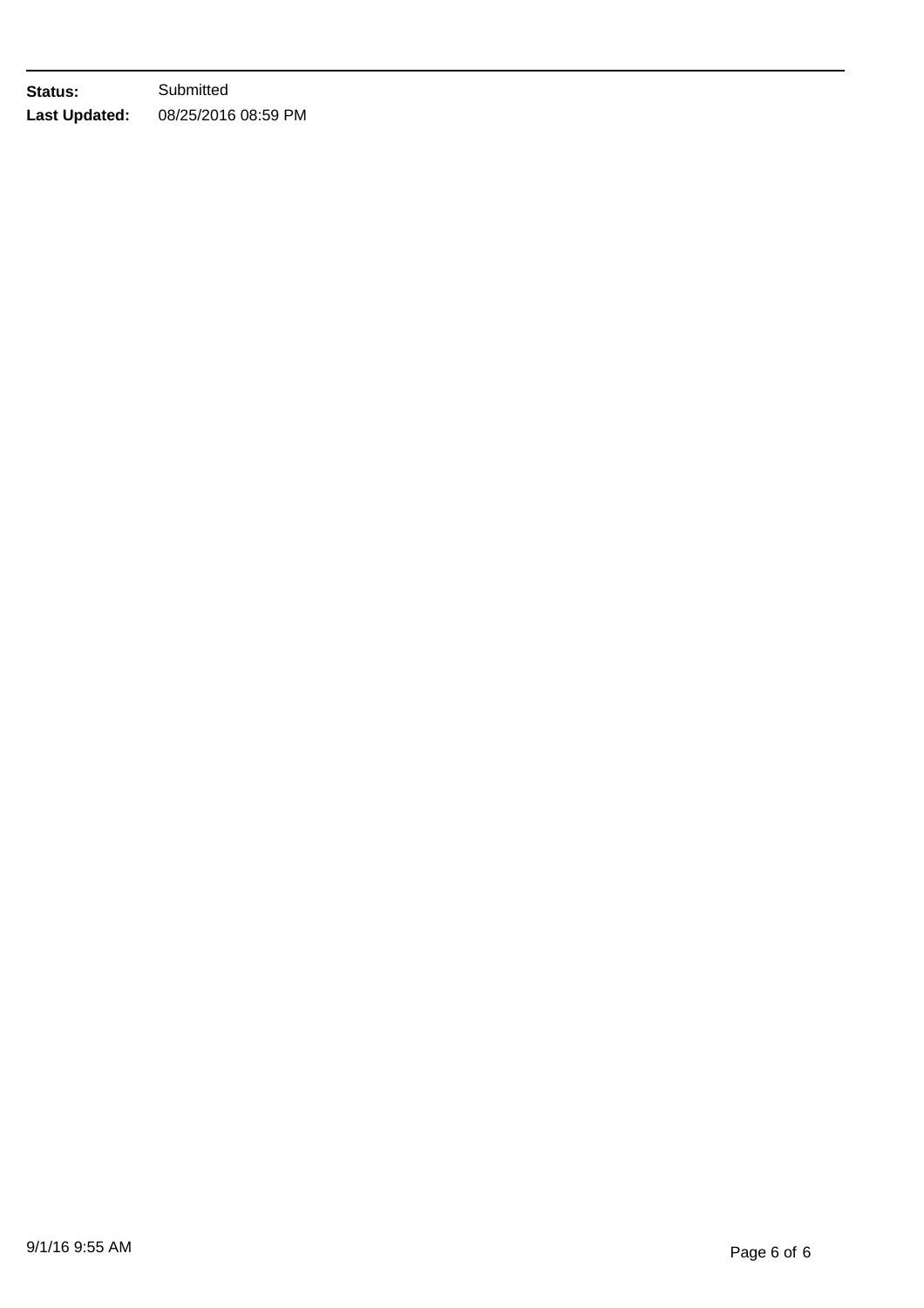**Status:** Submitted
**Last Updated:** 08/25/2016 08:59 PM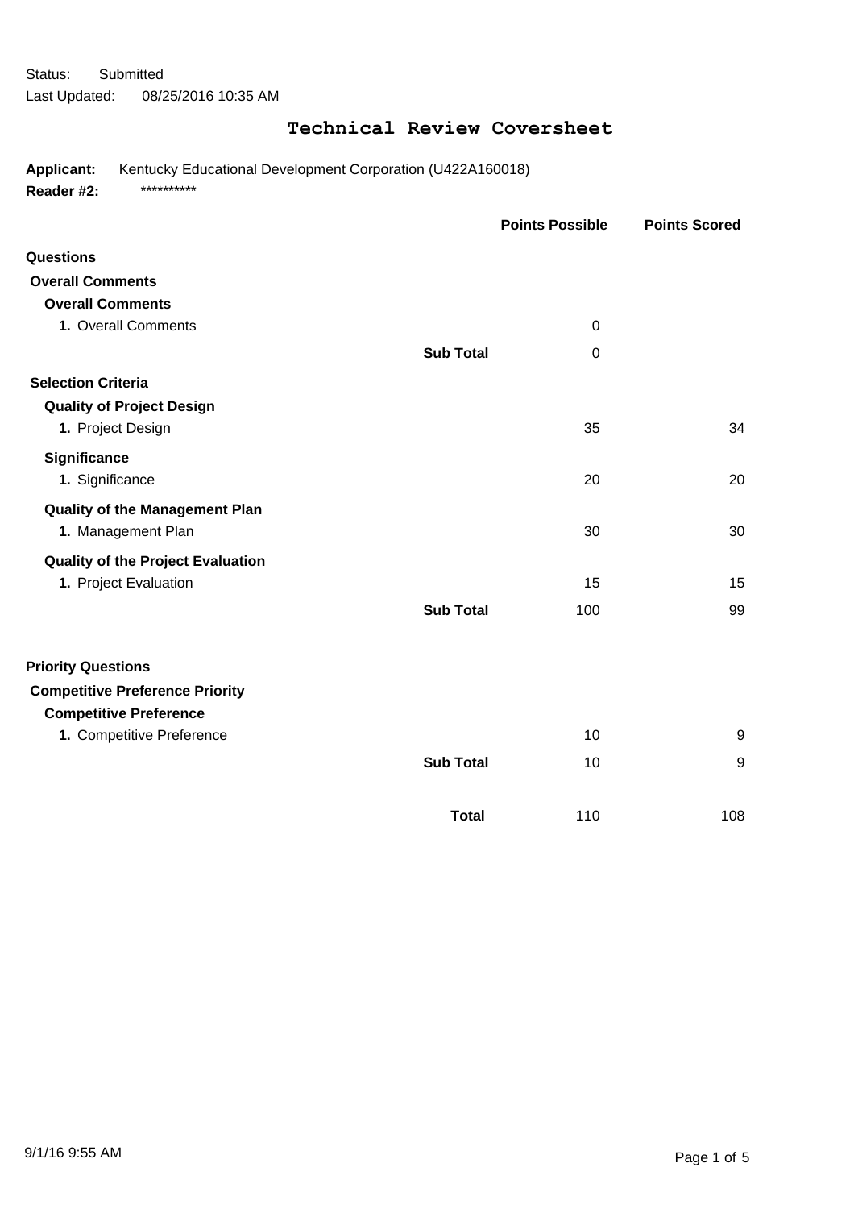Status: Submitted
Last Updated: 08/25/2016 10:35 AM

# Technical Review Coversheet

**Applicant:** Kentucky Educational Development Corporation (U422A160018)
**Reader #2:** **********

| | | Points Possible | Points Scored |
|---|---|---|---|
| **Questions** | | | |
| **Overall Comments** | | | |
| **Overall Comments** | | | |
| **1.** Overall Comments | | 0 | |
| | **Sub Total** | 0 | |
| **Selection Criteria** | | | |
| **Quality of Project Design** | | | |
| **1.** Project Design | | 35 | 34 |
| **Significance** | | | |
| **1.** Significance | | 20 | 20 |
| **Quality of the Management Plan** | | | |
| **1.** Management Plan | | 30 | 30 |
| **Quality of the Project Evaluation** | | | |
| **1.** Project Evaluation | | 15 | 15 |
| | **Sub Total** | 100 | 99 |
| **Priority Questions** | | | |
| **Competitive Preference Priority** | | | |
| **Competitive Preference** | | | |
| **1.** Competitive Preference | | 10 | 9 |
| | **Sub Total** | 10 | 9 |
| | **Total** | 110 | 108 |

9/1/16 9:55 AM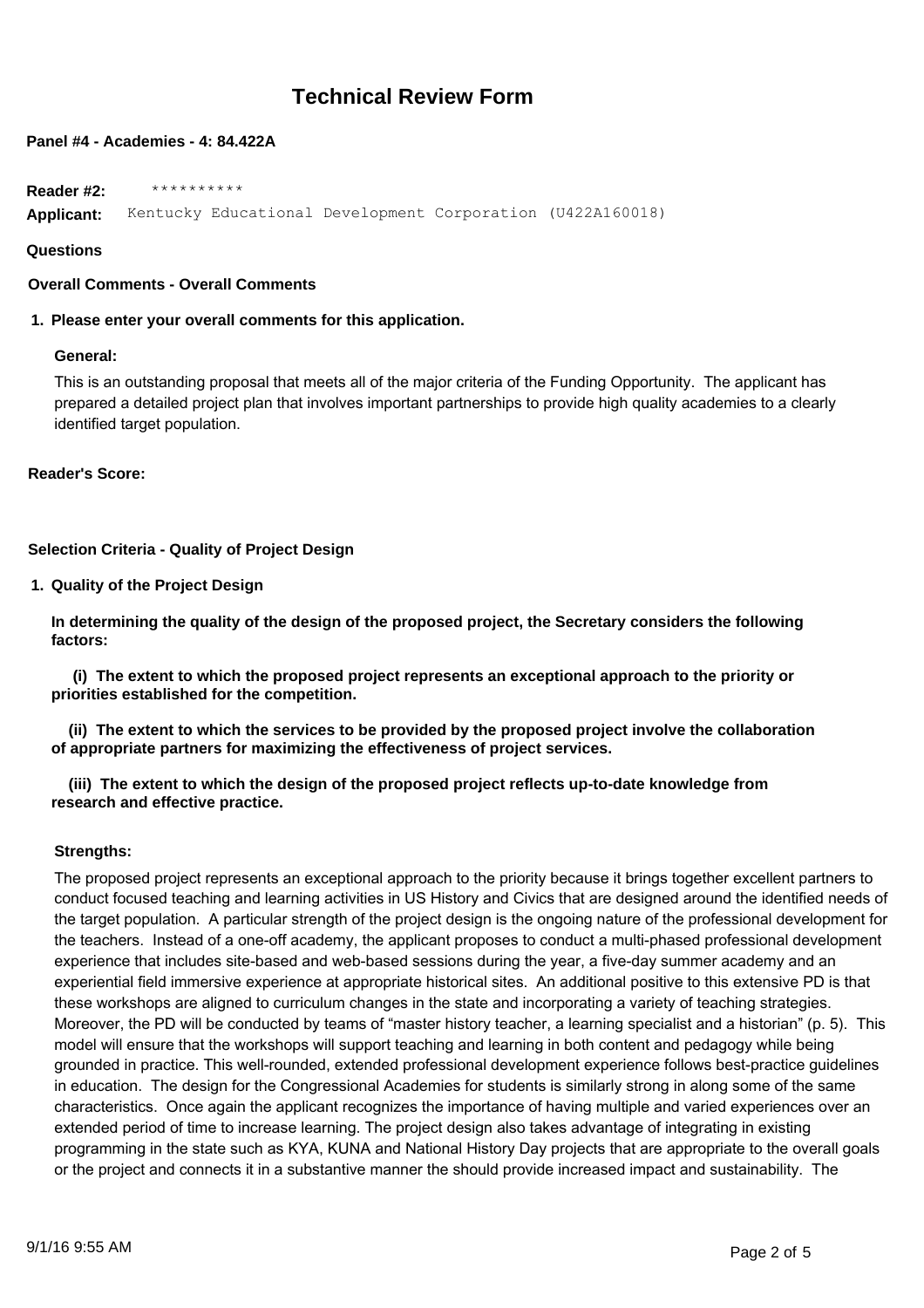# Technical Review Form

**Panel #4 - Academies - 4: 84.422A**

**Reader #2:** **********

**Applicant:** Kentucky Educational Development Corporation (U422A160018)

**Questions**

**Overall Comments - Overall Comments**

**1. Please enter your overall comments for this application.**

**General:**

This is an outstanding proposal that meets all of the major criteria of the Funding Opportunity. The applicant has prepared a detailed project plan that involves important partnerships to provide high quality academies to a clearly identified target population.

**Reader's Score:**

**Selection Criteria - Quality of Project Design**

**1. Quality of the Project Design**

**In determining the quality of the design of the proposed project, the Secretary considers the following factors:**

**(i) The extent to which the proposed project represents an exceptional approach to the priority or priorities established for the competition.**

**(ii) The extent to which the services to be provided by the proposed project involve the collaboration of appropriate partners for maximizing the effectiveness of project services.**

**(iii) The extent to which the design of the proposed project reflects up-to-date knowledge from research and effective practice.**

**Strengths:**

The proposed project represents an exceptional approach to the priority because it brings together excellent partners to conduct focused teaching and learning activities in US History and Civics that are designed around the identified needs of the target population. A particular strength of the project design is the ongoing nature of the professional development for the teachers. Instead of a one-off academy, the applicant proposes to conduct a multi-phased professional development experience that includes site-based and web-based sessions during the year, a five-day summer academy and an experiential field immersive experience at appropriate historical sites. An additional positive to this extensive PD is that these workshops are aligned to curriculum changes in the state and incorporating a variety of teaching strategies. Moreover, the PD will be conducted by teams of "master history teacher, a learning specialist and a historian" (p. 5). This model will ensure that the workshops will support teaching and learning in both content and pedagogy while being grounded in practice. This well-rounded, extended professional development experience follows best-practice guidelines in education. The design for the Congressional Academies for students is similarly strong in along some of the same characteristics. Once again the applicant recognizes the importance of having multiple and varied experiences over an extended period of time to increase learning. The project design also takes advantage of integrating in existing programming in the state such as KYA, KUNA and National History Day projects that are appropriate to the overall goals or the project and connects it in a substantive manner the should provide increased impact and sustainability. The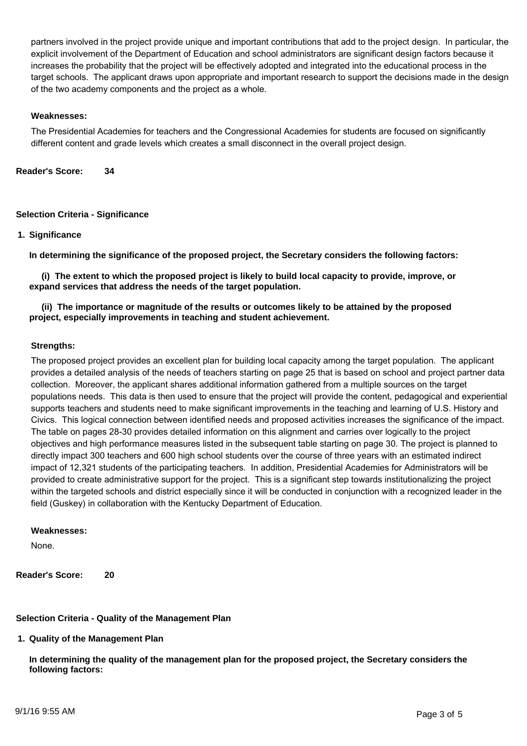partners involved in the project provide unique and important contributions that add to the project design. In particular, the explicit involvement of the Department of Education and school administrators are significant design factors because it increases the probability that the project will be effectively adopted and integrated into the educational process in the target schools. The applicant draws upon appropriate and important research to support the decisions made in the design of the two academy components and the project as a whole.

**Weaknesses:**

The Presidential Academies for teachers and the Congressional Academies for students are focused on significantly different content and grade levels which creates a small disconnect in the overall project design.

**Reader's Score:** **34**

**Selection Criteria - Significance**

**1. Significance**

**In determining the significance of the proposed project, the Secretary considers the following factors:**

**(i) The extent to which the proposed project is likely to build local capacity to provide, improve, or expand services that address the needs of the target population.**

**(ii) The importance or magnitude of the results or outcomes likely to be attained by the proposed project, especially improvements in teaching and student achievement.**

**Strengths:**

The proposed project provides an excellent plan for building local capacity among the target population. The applicant provides a detailed analysis of the needs of teachers starting on page 25 that is based on school and project partner data collection. Moreover, the applicant shares additional information gathered from a multiple sources on the target populations needs. This data is then used to ensure that the project will provide the content, pedagogical and experiential supports teachers and students need to make significant improvements in the teaching and learning of U.S. History and Civics. This logical connection between identified needs and proposed activities increases the significance of the impact. The table on pages 28-30 provides detailed information on this alignment and carries over logically to the project objectives and high performance measures listed in the subsequent table starting on page 30. The project is planned to directly impact 300 teachers and 600 high school students over the course of three years with an estimated indirect impact of 12,321 students of the participating teachers. In addition, Presidential Academies for Administrators will be provided to create administrative support for the project. This is a significant step towards institutionalizing the project within the targeted schools and district especially since it will be conducted in conjunction with a recognized leader in the field (Guskey) in collaboration with the Kentucky Department of Education.

**Weaknesses:**

None.

**Reader's Score:** **20**

**Selection Criteria - Quality of the Management Plan**

**1. Quality of the Management Plan**

**In determining the quality of the management plan for the proposed project, the Secretary considers the following factors:**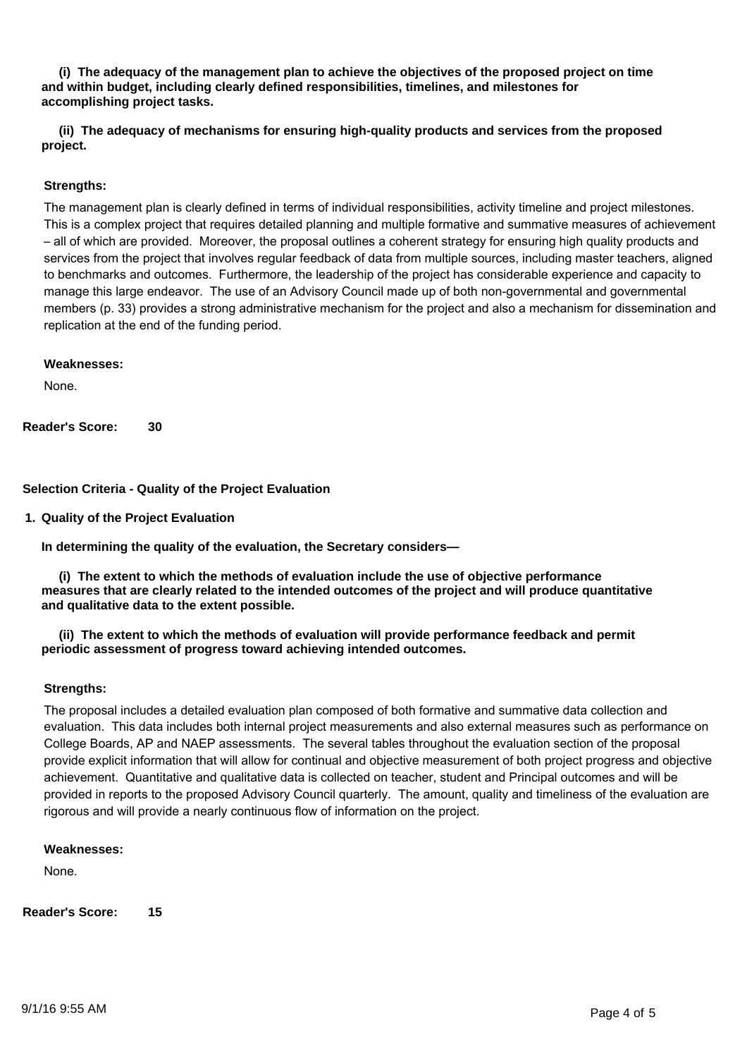**(i) The adequacy of the management plan to achieve the objectives of the proposed project on time and within budget, including clearly defined responsibilities, timelines, and milestones for accomplishing project tasks.**

**(ii) The adequacy of mechanisms for ensuring high-quality products and services from the proposed project.**

**Strengths:**

The management plan is clearly defined in terms of individual responsibilities, activity timeline and project milestones. This is a complex project that requires detailed planning and multiple formative and summative measures of achievement – all of which are provided. Moreover, the proposal outlines a coherent strategy for ensuring high quality products and services from the project that involves regular feedback of data from multiple sources, including master teachers, aligned to benchmarks and outcomes. Furthermore, the leadership of the project has considerable experience and capacity to manage this large endeavor. The use of an Advisory Council made up of both non-governmental and governmental members (p. 33) provides a strong administrative mechanism for the project and also a mechanism for dissemination and replication at the end of the funding period.

**Weaknesses:**

None.

**Reader's Score:** **30**

**Selection Criteria - Quality of the Project Evaluation**

**1. Quality of the Project Evaluation**

**In determining the quality of the evaluation, the Secretary considers—**

**(i) The extent to which the methods of evaluation include the use of objective performance measures that are clearly related to the intended outcomes of the project and will produce quantitative and qualitative data to the extent possible.**

**(ii) The extent to which the methods of evaluation will provide performance feedback and permit periodic assessment of progress toward achieving intended outcomes.**

**Strengths:**

The proposal includes a detailed evaluation plan composed of both formative and summative data collection and evaluation. This data includes both internal project measurements and also external measures such as performance on College Boards, AP and NAEP assessments. The several tables throughout the evaluation section of the proposal provide explicit information that will allow for continual and objective measurement of both project progress and objective achievement. Quantitative and qualitative data is collected on teacher, student and Principal outcomes and will be provided in reports to the proposed Advisory Council quarterly. The amount, quality and timeliness of the evaluation are rigorous and will provide a nearly continuous flow of information on the project.

**Weaknesses:**

None.

**Reader's Score:** **15**

9/1/16 9:55 AM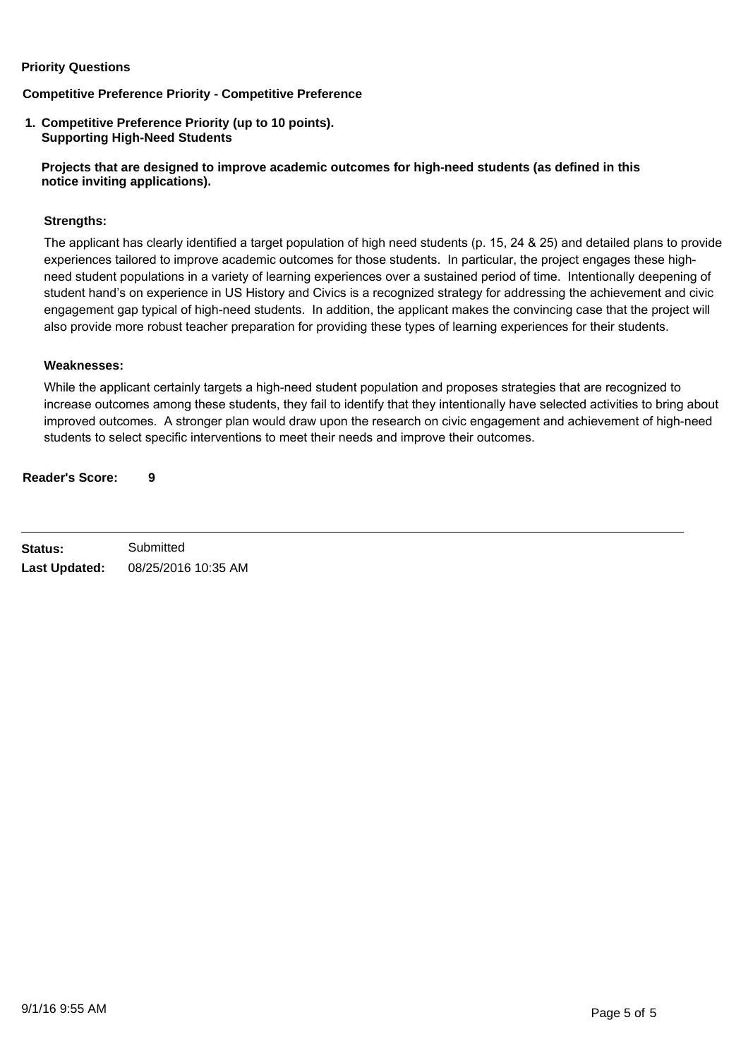**Priority Questions**

**Competitive Preference Priority - Competitive Preference**

**1. Competitive Preference Priority (up to 10 points). Supporting High-Need Students**

**Projects that are designed to improve academic outcomes for high-need students (as defined in this notice inviting applications).**

**Strengths:**

The applicant has clearly identified a target population of high need students (p. 15, 24 & 25) and detailed plans to provide experiences tailored to improve academic outcomes for those students. In particular, the project engages these high-need student populations in a variety of learning experiences over a sustained period of time. Intentionally deepening of student hand's on experience in US History and Civics is a recognized strategy for addressing the achievement and civic engagement gap typical of high-need students. In addition, the applicant makes the convincing case that the project will also provide more robust teacher preparation for providing these types of learning experiences for their students.

**Weaknesses:**

While the applicant certainly targets a high-need student population and proposes strategies that are recognized to increase outcomes among these students, they fail to identify that they intentionally have selected activities to bring about improved outcomes. A stronger plan would draw upon the research on civic engagement and achievement of high-need students to select specific interventions to meet their needs and improve their outcomes.

**Reader's Score:** 9

---

**Status:** Submitted

**Last Updated:** 08/25/2016 10:35 AM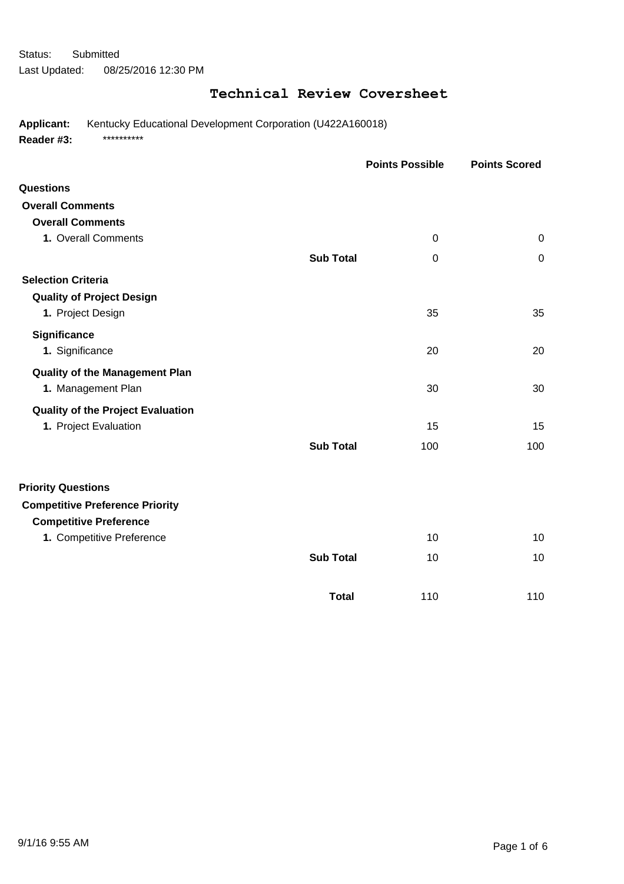Status: Submitted
Last Updated: 08/25/2016 12:30 PM

# Technical Review Coversheet

**Applicant:** Kentucky Educational Development Corporation (U422A160018)
**Reader #3:** **********

| | | Points Possible | Points Scored |
|---|---|---|---|
| **Questions** | | | |
| **Overall Comments** | | | |
| **Overall Comments** | | | |
| 1. Overall Comments | | 0 | 0 |
| | **Sub Total** | 0 | 0 |
| **Selection Criteria** | | | |
| **Quality of Project Design** | | | |
| 1. Project Design | | 35 | 35 |
| **Significance** | | | |
| 1. Significance | | 20 | 20 |
| **Quality of the Management Plan** | | | |
| 1. Management Plan | | 30 | 30 |
| **Quality of the Project Evaluation** | | | |
| 1. Project Evaluation | | 15 | 15 |
| | **Sub Total** | 100 | 100 |
| **Priority Questions** | | | |
| **Competitive Preference Priority** | | | |
| **Competitive Preference** | | | |
| 1. Competitive Preference | | 10 | 10 |
| | **Sub Total** | 10 | 10 |
| | **Total** | 110 | 110 |

9/1/16 9:55 AM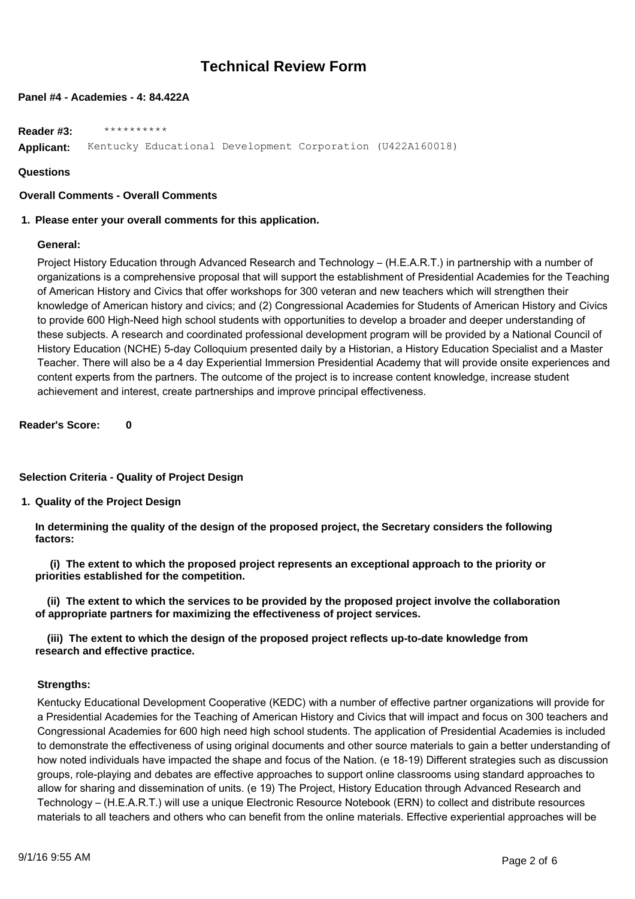# Technical Review Form

**Panel #4 - Academies - 4: 84.422A**

**Reader #3:** **********

**Applicant:** Kentucky Educational Development Corporation (U422A160018)

**Questions**

**Overall Comments - Overall Comments**

**1. Please enter your overall comments for this application.**

**General:**

Project History Education through Advanced Research and Technology – (H.E.A.R.T.) in partnership with a number of organizations is a comprehensive proposal that will support the establishment of Presidential Academies for the Teaching of American History and Civics that offer workshops for 300 veteran and new teachers which will strengthen their knowledge of American history and civics; and (2) Congressional Academies for Students of American History and Civics to provide 600 High-Need high school students with opportunities to develop a broader and deeper understanding of these subjects. A research and coordinated professional development program will be provided by a National Council of History Education (NCHE) 5-day Colloquium presented daily by a Historian, a History Education Specialist and a Master Teacher. There will also be a 4 day Experiential Immersion Presidential Academy that will provide onsite experiences and content experts from the partners. The outcome of the project is to increase content knowledge, increase student achievement and interest, create partnerships and improve principal effectiveness.

**Reader's Score:** **0**

**Selection Criteria - Quality of Project Design**

**1. Quality of the Project Design**

**In determining the quality of the design of the proposed project, the Secretary considers the following factors:**

**(i) The extent to which the proposed project represents an exceptional approach to the priority or priorities established for the competition.**

**(ii) The extent to which the services to be provided by the proposed project involve the collaboration of appropriate partners for maximizing the effectiveness of project services.**

**(iii) The extent to which the design of the proposed project reflects up-to-date knowledge from research and effective practice.**

**Strengths:**

Kentucky Educational Development Cooperative (KEDC) with a number of effective partner organizations will provide for a Presidential Academies for the Teaching of American History and Civics that will impact and focus on 300 teachers and Congressional Academies for 600 high need high school students. The application of Presidential Academies is included to demonstrate the effectiveness of using original documents and other source materials to gain a better understanding of how noted individuals have impacted the shape and focus of the Nation. (e 18-19) Different strategies such as discussion groups, role-playing and debates are effective approaches to support online classrooms using standard approaches to allow for sharing and dissemination of units. (e 19) The Project, History Education through Advanced Research and Technology – (H.E.A.R.T.) will use a unique Electronic Resource Notebook (ERN) to collect and distribute resources materials to all teachers and others who can benefit from the online materials. Effective experiential approaches will be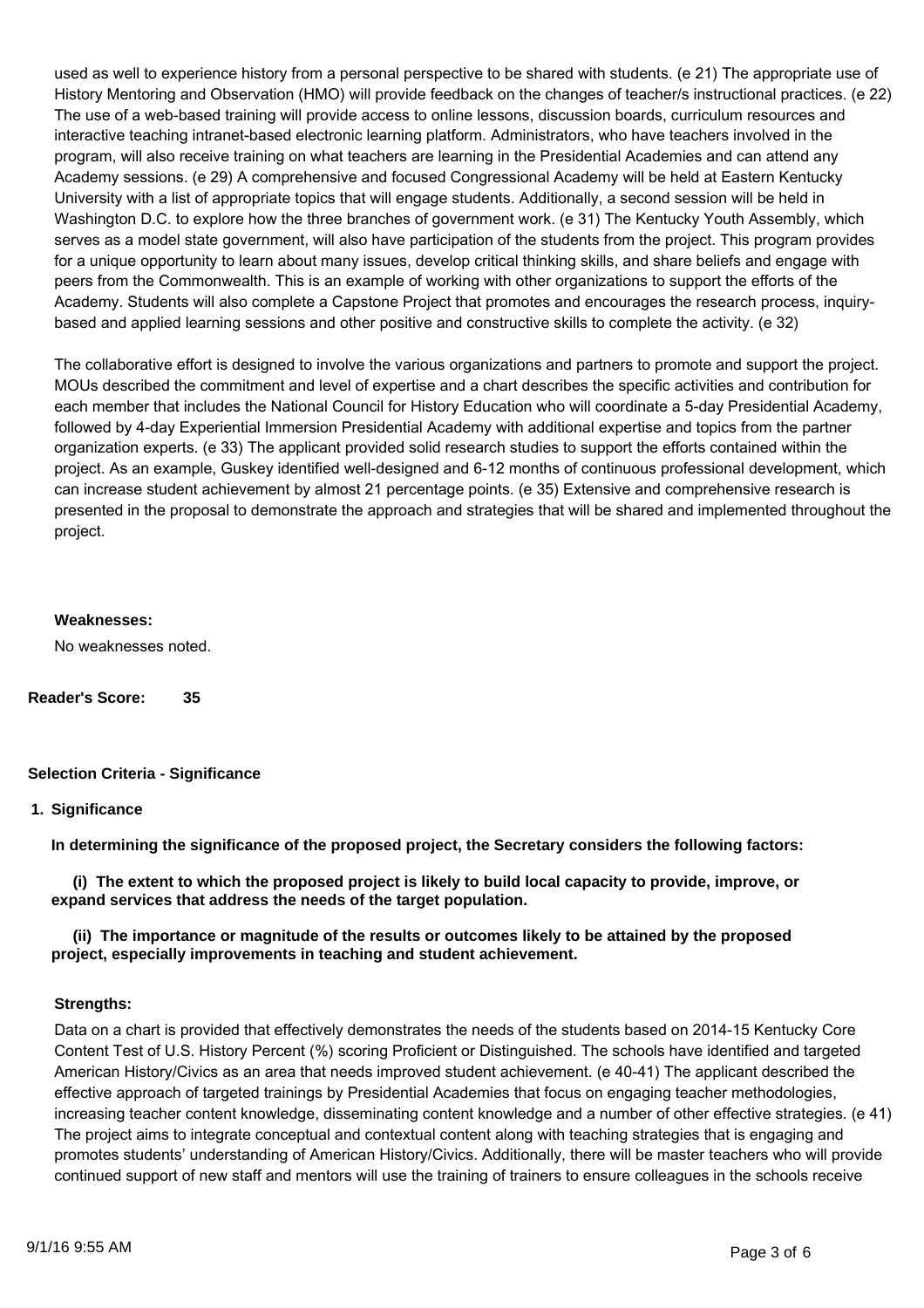used as well to experience history from a personal perspective to be shared with students. (e 21) The appropriate use of History Mentoring and Observation (HMO) will provide feedback on the changes of teacher/s instructional practices. (e 22) The use of a web-based training will provide access to online lessons, discussion boards, curriculum resources and interactive teaching intranet-based electronic learning platform. Administrators, who have teachers involved in the program, will also receive training on what teachers are learning in the Presidential Academies and can attend any Academy sessions. (e 29) A comprehensive and focused Congressional Academy will be held at Eastern Kentucky University with a list of appropriate topics that will engage students. Additionally, a second session will be held in Washington D.C. to explore how the three branches of government work. (e 31) The Kentucky Youth Assembly, which serves as a model state government, will also have participation of the students from the project. This program provides for a unique opportunity to learn about many issues, develop critical thinking skills, and share beliefs and engage with peers from the Commonwealth. This is an example of working with other organizations to support the efforts of the Academy. Students will also complete a Capstone Project that promotes and encourages the research process, inquiry-based and applied learning sessions and other positive and constructive skills to complete the activity. (e 32)

The collaborative effort is designed to involve the various organizations and partners to promote and support the project. MOUs described the commitment and level of expertise and a chart describes the specific activities and contribution for each member that includes the National Council for History Education who will coordinate a 5-day Presidential Academy, followed by 4-day Experiential Immersion Presidential Academy with additional expertise and topics from the partner organization experts. (e 33) The applicant provided solid research studies to support the efforts contained within the project. As an example, Guskey identified well-designed and 6-12 months of continuous professional development, which can increase student achievement by almost 21 percentage points. (e 35) Extensive and comprehensive research is presented in the proposal to demonstrate the approach and strategies that will be shared and implemented throughout the project.

**Weaknesses:**

No weaknesses noted.

**Reader's Score:** 35

**Selection Criteria - Significance**

**1. Significance**

**In determining the significance of the proposed project, the Secretary considers the following factors:**

**(i) The extent to which the proposed project is likely to build local capacity to provide, improve, or expand services that address the needs of the target population.**

**(ii) The importance or magnitude of the results or outcomes likely to be attained by the proposed project, especially improvements in teaching and student achievement.**

**Strengths:**

Data on a chart is provided that effectively demonstrates the needs of the students based on 2014-15 Kentucky Core Content Test of U.S. History Percent (%) scoring Proficient or Distinguished. The schools have identified and targeted American History/Civics as an area that needs improved student achievement. (e 40-41) The applicant described the effective approach of targeted trainings by Presidential Academies that focus on engaging teacher methodologies, increasing teacher content knowledge, disseminating content knowledge and a number of other effective strategies. (e 41) The project aims to integrate conceptual and contextual content along with teaching strategies that is engaging and promotes students' understanding of American History/Civics. Additionally, there will be master teachers who will provide continued support of new staff and mentors will use the training of trainers to ensure colleagues in the schools receive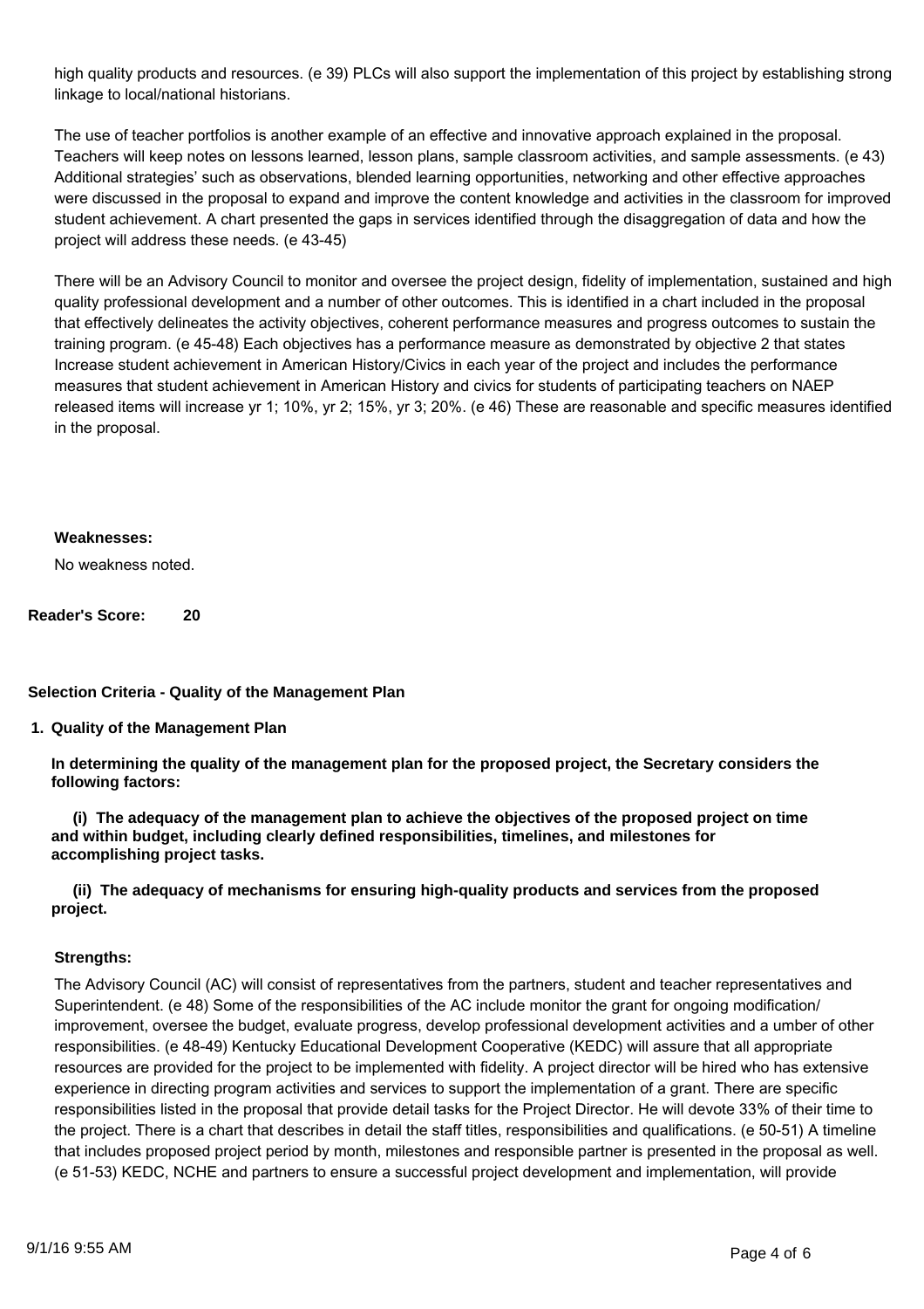high quality products and resources. (e 39) PLCs will also support the implementation of this project by establishing strong linkage to local/national historians.

The use of teacher portfolios is another example of an effective and innovative approach explained in the proposal. Teachers will keep notes on lessons learned, lesson plans, sample classroom activities, and sample assessments. (e 43) Additional strategies' such as observations, blended learning opportunities, networking and other effective approaches were discussed in the proposal to expand and improve the content knowledge and activities in the classroom for improved student achievement. A chart presented the gaps in services identified through the disaggregation of data and how the project will address these needs. (e 43-45)

There will be an Advisory Council to monitor and oversee the project design, fidelity of implementation, sustained and high quality professional development and a number of other outcomes. This is identified in a chart included in the proposal that effectively delineates the activity objectives, coherent performance measures and progress outcomes to sustain the training program. (e 45-48) Each objectives has a performance measure as demonstrated by objective 2 that states Increase student achievement in American History/Civics in each year of the project and includes the performance measures that student achievement in American History and civics for students of participating teachers on NAEP released items will increase yr 1; 10%, yr 2; 15%, yr 3; 20%. (e 46) These are reasonable and specific measures identified in the proposal.

**Weaknesses:**

No weakness noted.

**Reader's Score:** **20**

**Selection Criteria - Quality of the Management Plan**

**1. Quality of the Management Plan**

**In determining the quality of the management plan for the proposed project, the Secretary considers the following factors:**

**(i) The adequacy of the management plan to achieve the objectives of the proposed project on time and within budget, including clearly defined responsibilities, timelines, and milestones for accomplishing project tasks.**

**(ii) The adequacy of mechanisms for ensuring high-quality products and services from the proposed project.**

**Strengths:**

The Advisory Council (AC) will consist of representatives from the partners, student and teacher representatives and Superintendent. (e 48) Some of the responsibilities of the AC include monitor the grant for ongoing modification/ improvement, oversee the budget, evaluate progress, develop professional development activities and a umber of other responsibilities. (e 48-49) Kentucky Educational Development Cooperative (KEDC) will assure that all appropriate resources are provided for the project to be implemented with fidelity. A project director will be hired who has extensive experience in directing program activities and services to support the implementation of a grant. There are specific responsibilities listed in the proposal that provide detail tasks for the Project Director. He will devote 33% of their time to the project. There is a chart that describes in detail the staff titles, responsibilities and qualifications. (e 50-51) A timeline that includes proposed project period by month, milestones and responsible partner is presented in the proposal as well. (e 51-53) KEDC, NCHE and partners to ensure a successful project development and implementation, will provide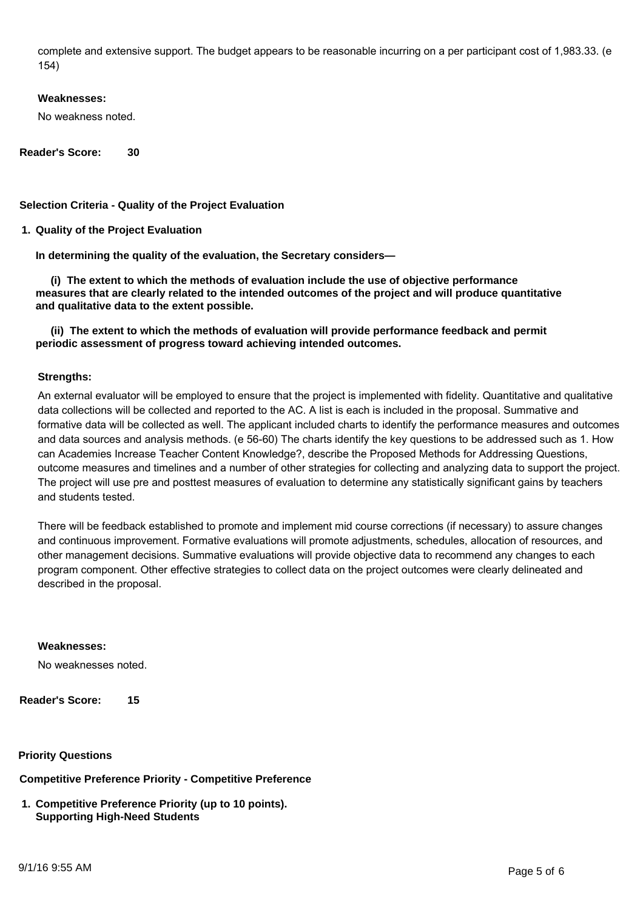complete and extensive support. The budget appears to be reasonable incurring on a per participant cost of 1,983.33. (e 154)

**Weaknesses:**

No weakness noted.

**Reader's Score: 30**

**Selection Criteria - Quality of the Project Evaluation**

**1. Quality of the Project Evaluation**

**In determining the quality of the evaluation, the Secretary considers—**

**(i) The extent to which the methods of evaluation include the use of objective performance measures that are clearly related to the intended outcomes of the project and will produce quantitative and qualitative data to the extent possible.**

**(ii) The extent to which the methods of evaluation will provide performance feedback and permit periodic assessment of progress toward achieving intended outcomes.**

**Strengths:**

An external evaluator will be employed to ensure that the project is implemented with fidelity. Quantitative and qualitative data collections will be collected and reported to the AC. A list is each is included in the proposal. Summative and formative data will be collected as well. The applicant included charts to identify the performance measures and outcomes and data sources and analysis methods. (e 56-60) The charts identify the key questions to be addressed such as 1. How can Academies Increase Teacher Content Knowledge?, describe the Proposed Methods for Addressing Questions, outcome measures and timelines and a number of other strategies for collecting and analyzing data to support the project. The project will use pre and posttest measures of evaluation to determine any statistically significant gains by teachers and students tested.

There will be feedback established to promote and implement mid course corrections (if necessary) to assure changes and continuous improvement. Formative evaluations will promote adjustments, schedules, allocation of resources, and other management decisions. Summative evaluations will provide objective data to recommend any changes to each program component. Other effective strategies to collect data on the project outcomes were clearly delineated and described in the proposal.

**Weaknesses:**

No weaknesses noted.

**Reader's Score: 15**

**Priority Questions**

**Competitive Preference Priority - Competitive Preference**

**1. Competitive Preference Priority (up to 10 points). Supporting High-Need Students**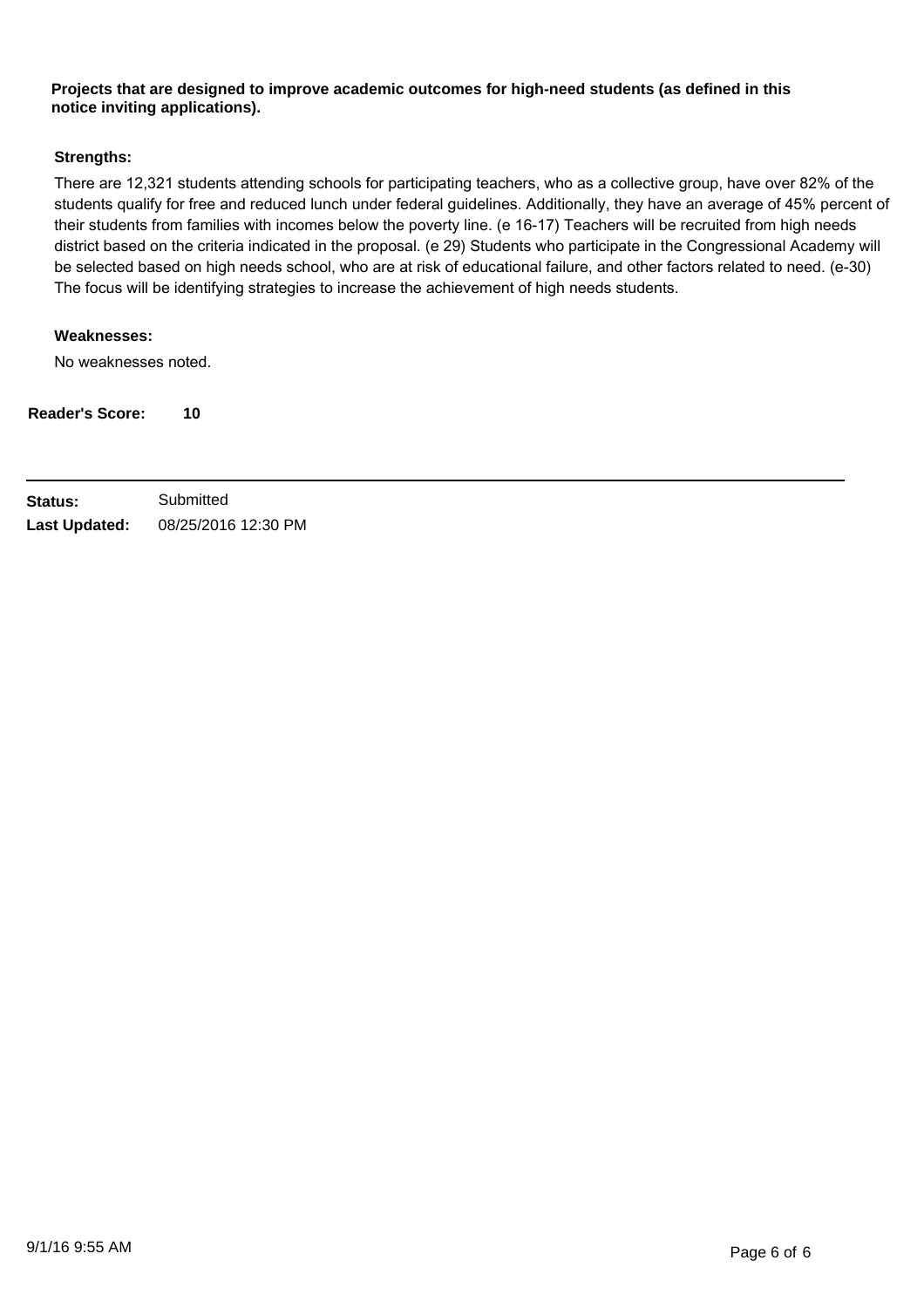**Projects that are designed to improve academic outcomes for high-need students (as defined in this notice inviting applications).**

**Strengths:**

There are 12,321 students attending schools for participating teachers, who as a collective group, have over 82% of the students qualify for free and reduced lunch under federal guidelines. Additionally, they have an average of 45% percent of their students from families with incomes below the poverty line. (e 16-17) Teachers will be recruited from high needs district based on the criteria indicated in the proposal. (e 29) Students who participate in the Congressional Academy will be selected based on high needs school, who are at risk of educational failure, and other factors related to need. (e-30) The focus will be identifying strategies to increase the achievement of high needs students.

**Weaknesses:**

No weaknesses noted.

**Reader's Score:** 10

---

**Status:** Submitted

**Last Updated:** 08/25/2016 12:30 PM